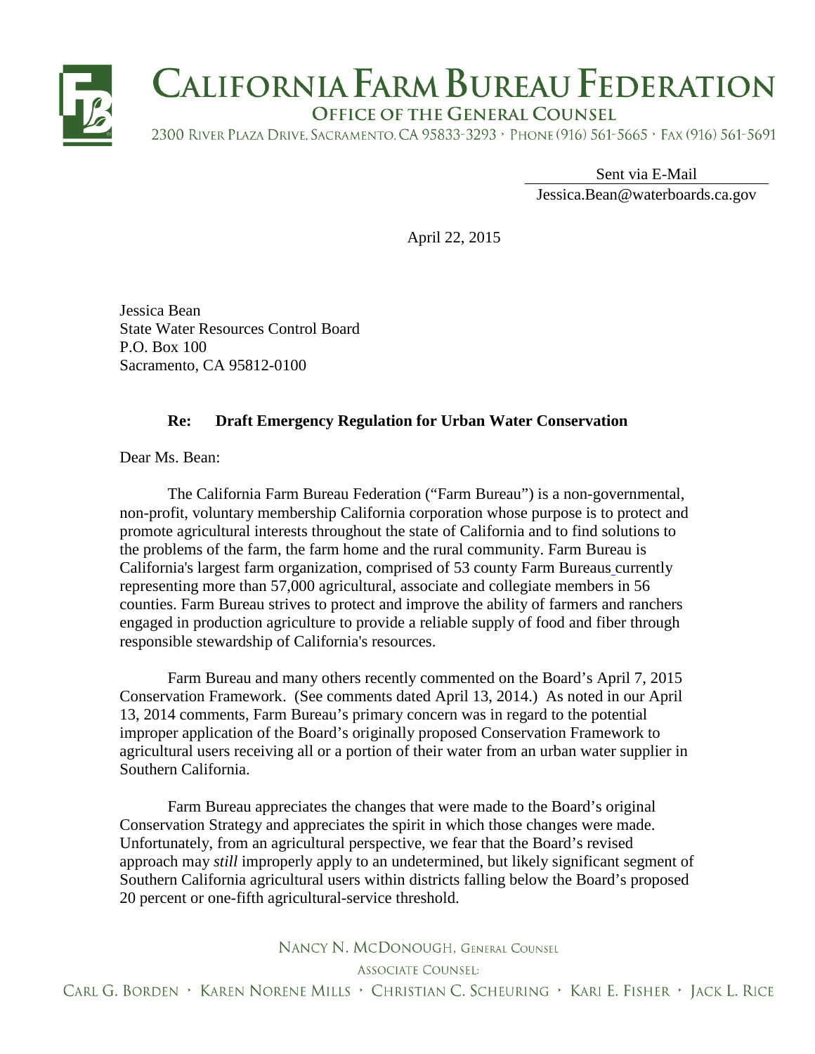# CALIFORNIA FARM BUREAU FEDERATION

**OFFICE OF THE GENERAL COUNSEL**

2300 RIVER PLAZA DRIVE, SACRAMENTO, CA 95833-3293 · PHONE (916) 561-5665 · FAX (916) 561-5691

Sent via E-Mail
Jessica.Bean@waterboards.ca.gov

April 22, 2015

Jessica Bean
State Water Resources Control Board
P.O. Box 100
Sacramento, CA 95812-0100

**Re: Draft Emergency Regulation for Urban Water Conservation**

Dear Ms. Bean:

The California Farm Bureau Federation ("Farm Bureau") is a non-governmental, non-profit, voluntary membership California corporation whose purpose is to protect and promote agricultural interests throughout the state of California and to find solutions to the problems of the farm, the farm home and the rural community. Farm Bureau is California's largest farm organization, comprised of 53 county Farm Bureaus currently representing more than 57,000 agricultural, associate and collegiate members in 56 counties. Farm Bureau strives to protect and improve the ability of farmers and ranchers engaged in production agriculture to provide a reliable supply of food and fiber through responsible stewardship of California's resources.

Farm Bureau and many others recently commented on the Board's April 7, 2015 Conservation Framework. (See comments dated April 13, 2014.) As noted in our April 13, 2014 comments, Farm Bureau's primary concern was in regard to the potential improper application of the Board's originally proposed Conservation Framework to agricultural users receiving all or a portion of their water from an urban water supplier in Southern California.

Farm Bureau appreciates the changes that were made to the Board's original Conservation Strategy and appreciates the spirit in which those changes were made. Unfortunately, from an agricultural perspective, we fear that the Board's revised approach may *still* improperly apply to an undetermined, but likely significant segment of Southern California agricultural users within districts falling below the Board's proposed 20 percent or one-fifth agricultural-service threshold.

NANCY N. MCDONOUGH, GENERAL COUNSEL

ASSOCIATE COUNSEL:

CARL G. BORDEN · KAREN NORENE MILLS · CHRISTIAN C. SCHEURING · KARI E. FISHER · JACK L. RICE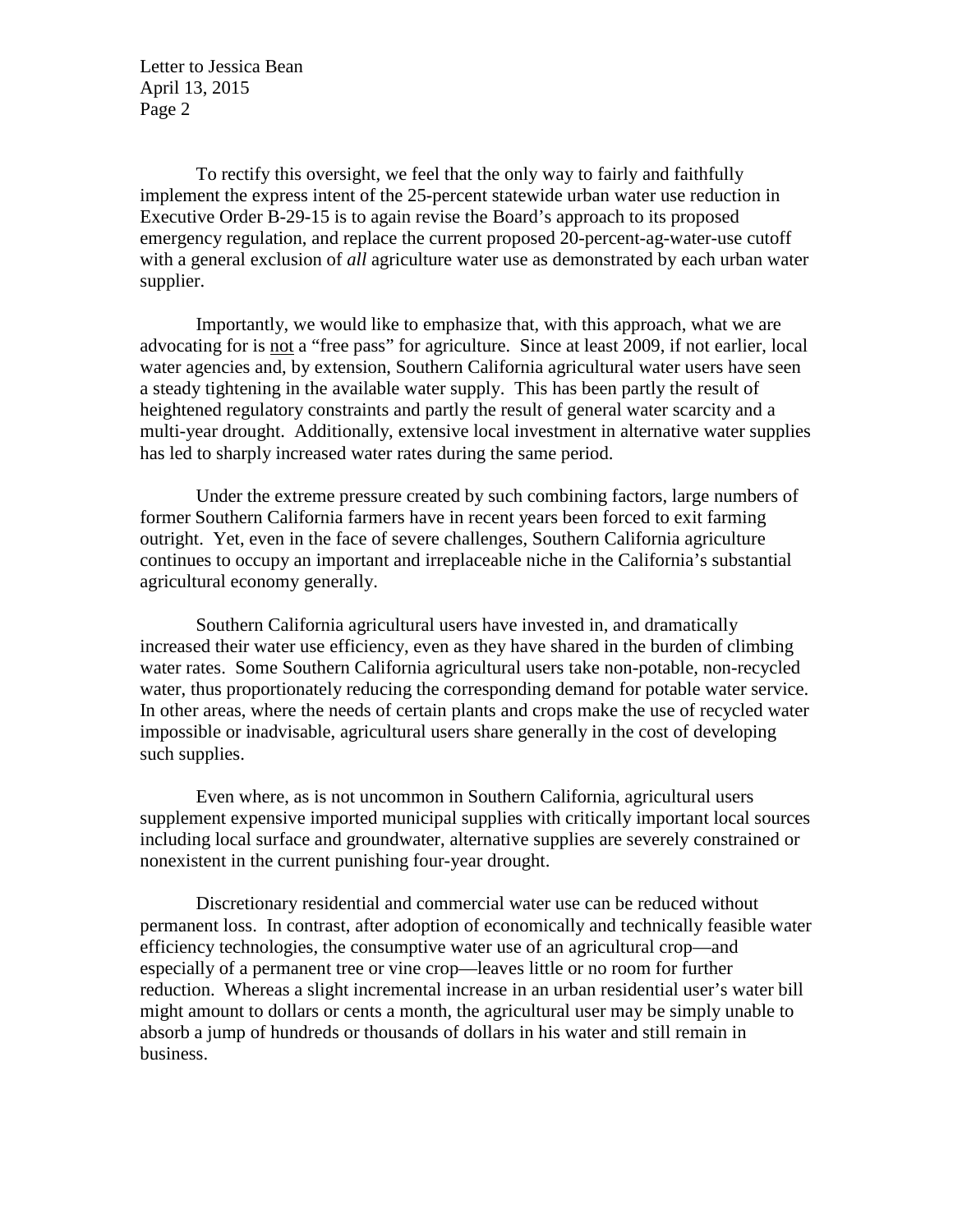To rectify this oversight, we feel that the only way to fairly and faithfully implement the express intent of the 25-percent statewide urban water use reduction in Executive Order B-29-15 is to again revise the Board's approach to its proposed emergency regulation, and replace the current proposed 20-percent-ag-water-use cutoff with a general exclusion of *all* agriculture water use as demonstrated by each urban water supplier.

Importantly, we would like to emphasize that, with this approach, what we are advocating for is <u>not</u> a "free pass" for agriculture. Since at least 2009, if not earlier, local water agencies and, by extension, Southern California agricultural water users have seen a steady tightening in the available water supply. This has been partly the result of heightened regulatory constraints and partly the result of general water scarcity and a multi-year drought. Additionally, extensive local investment in alternative water supplies has led to sharply increased water rates during the same period.

Under the extreme pressure created by such combining factors, large numbers of former Southern California farmers have in recent years been forced to exit farming outright. Yet, even in the face of severe challenges, Southern California agriculture continues to occupy an important and irreplaceable niche in the California's substantial agricultural economy generally.

Southern California agricultural users have invested in, and dramatically increased their water use efficiency, even as they have shared in the burden of climbing water rates. Some Southern California agricultural users take non-potable, non-recycled water, thus proportionately reducing the corresponding demand for potable water service. In other areas, where the needs of certain plants and crops make the use of recycled water impossible or inadvisable, agricultural users share generally in the cost of developing such supplies.

Even where, as is not uncommon in Southern California, agricultural users supplement expensive imported municipal supplies with critically important local sources including local surface and groundwater, alternative supplies are severely constrained or nonexistent in the current punishing four-year drought.

Discretionary residential and commercial water use can be reduced without permanent loss. In contrast, after adoption of economically and technically feasible water efficiency technologies, the consumptive water use of an agricultural crop—and especially of a permanent tree or vine crop—leaves little or no room for further reduction. Whereas a slight incremental increase in an urban residential user's water bill might amount to dollars or cents a month, the agricultural user may be simply unable to absorb a jump of hundreds or thousands of dollars in his water and still remain in business.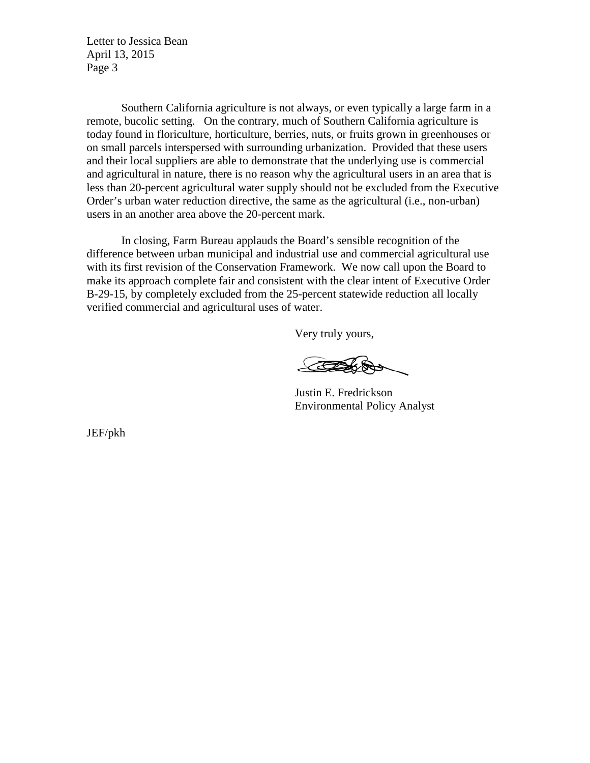Southern California agriculture is not always, or even typically a large farm in a remote, bucolic setting. On the contrary, much of Southern California agriculture is today found in floriculture, horticulture, berries, nuts, or fruits grown in greenhouses or on small parcels interspersed with surrounding urbanization. Provided that these users and their local suppliers are able to demonstrate that the underlying use is commercial and agricultural in nature, there is no reason why the agricultural users in an area that is less than 20-percent agricultural water supply should not be excluded from the Executive Order's urban water reduction directive, the same as the agricultural (i.e., non-urban) users in an another area above the 20-percent mark.

In closing, Farm Bureau applauds the Board's sensible recognition of the difference between urban municipal and industrial use and commercial agricultural use with its first revision of the Conservation Framework. We now call upon the Board to make its approach complete fair and consistent with the clear intent of Executive Order B-29-15, by completely excluded from the 25-percent statewide reduction all locally verified commercial and agricultural uses of water.

Very truly yours,

Justin E. Fredrickson
Environmental Policy Analyst

JEF/pkh